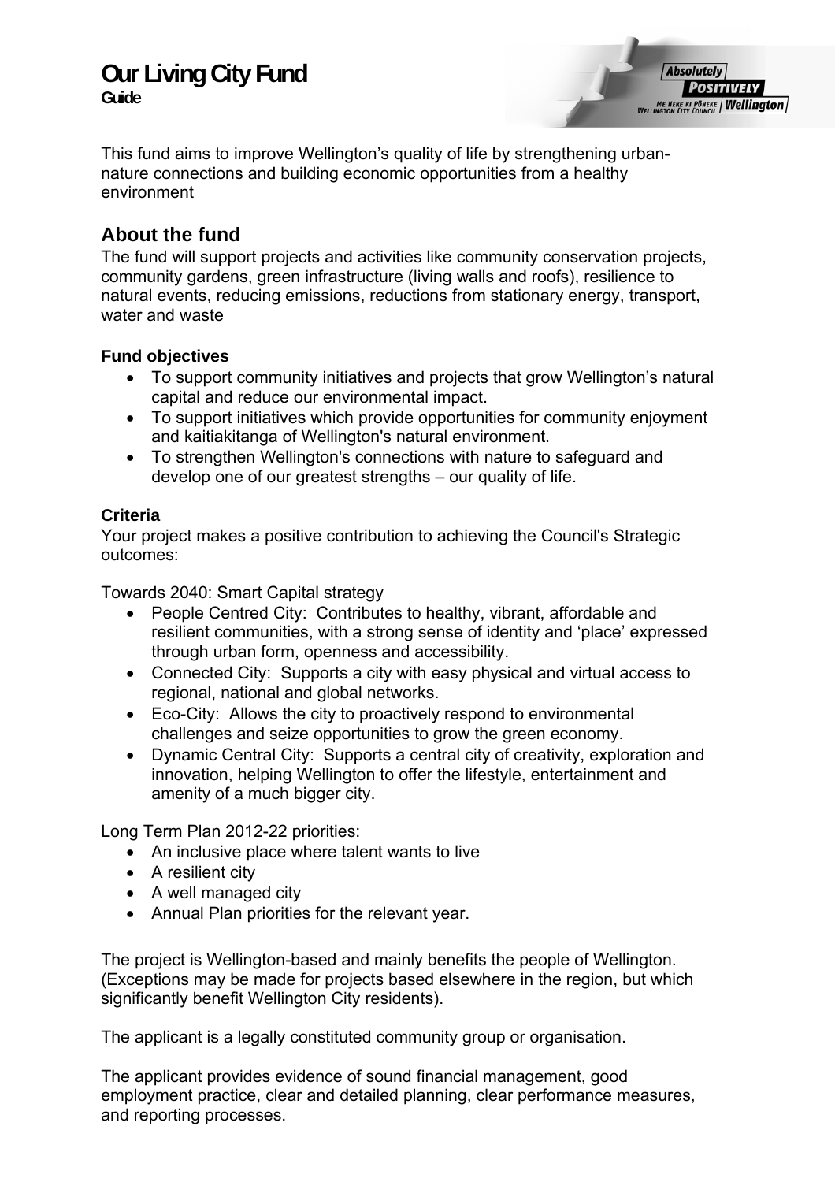# Our Living City Fund

**Guide**

This fund aims to improve Wellington's quality of life by strengthening urban-nature connections and building economic opportunities from a healthy environment

## About the fund

The fund will support projects and activities like community conservation projects, community gardens, green infrastructure (living walls and roofs), resilience to natural events, reducing emissions, reductions from stationary energy, transport, water and waste

### Fund objectives

- To support community initiatives and projects that grow Wellington's natural capital and reduce our environmental impact.
- To support initiatives which provide opportunities for community enjoyment and kaitiakitanga of Wellington's natural environment.
- To strengthen Wellington's connections with nature to safeguard and develop one of our greatest strengths – our quality of life.

### Criteria

Your project makes a positive contribution to achieving the Council's Strategic outcomes:

Towards 2040: Smart Capital strategy

- People Centred City: Contributes to healthy, vibrant, affordable and resilient communities, with a strong sense of identity and 'place' expressed through urban form, openness and accessibility.
- Connected City: Supports a city with easy physical and virtual access to regional, national and global networks.
- Eco-City: Allows the city to proactively respond to environmental challenges and seize opportunities to grow the green economy.
- Dynamic Central City: Supports a central city of creativity, exploration and innovation, helping Wellington to offer the lifestyle, entertainment and amenity of a much bigger city.

Long Term Plan 2012-22 priorities:

- An inclusive place where talent wants to live
- A resilient city
- A well managed city
- Annual Plan priorities for the relevant year.

The project is Wellington-based and mainly benefits the people of Wellington. (Exceptions may be made for projects based elsewhere in the region, but which significantly benefit Wellington City residents).

The applicant is a legally constituted community group or organisation.

The applicant provides evidence of sound financial management, good employment practice, clear and detailed planning, clear performance measures, and reporting processes.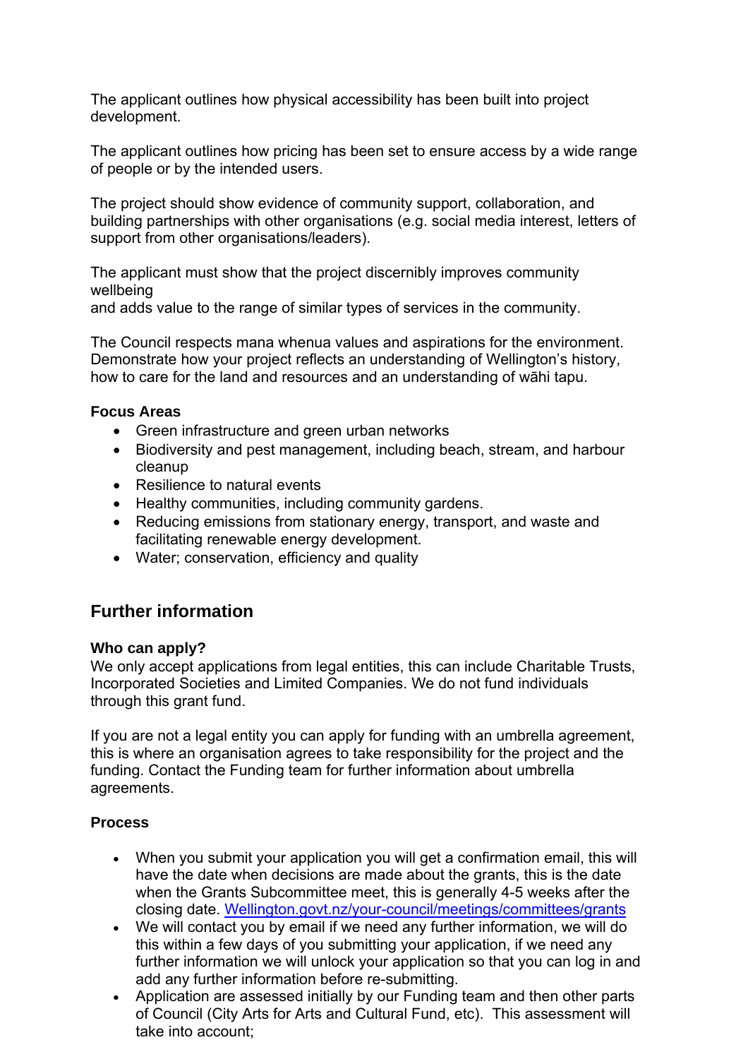The applicant outlines how physical accessibility has been built into project development.

The applicant outlines how pricing has been set to ensure access by a wide range of people or by the intended users.

The project should show evidence of community support, collaboration, and building partnerships with other organisations (e.g. social media interest, letters of support from other organisations/leaders).

The applicant must show that the project discernibly improves community wellbeing
and adds value to the range of similar types of services in the community.

The Council respects mana whenua values and aspirations for the environment. Demonstrate how your project reflects an understanding of Wellington's history, how to care for the land and resources and an understanding of wāhi tapu.

**Focus Areas**

- Green infrastructure and green urban networks
- Biodiversity and pest management, including beach, stream, and harbour cleanup
- Resilience to natural events
- Healthy communities, including community gardens.
- Reducing emissions from stationary energy, transport, and waste and facilitating renewable energy development.
- Water; conservation, efficiency and quality

## Further information

**Who can apply?**
We only accept applications from legal entities, this can include Charitable Trusts, Incorporated Societies and Limited Companies. We do not fund individuals through this grant fund.

If you are not a legal entity you can apply for funding with an umbrella agreement, this is where an organisation agrees to take responsibility for the project and the funding. Contact the Funding team for further information about umbrella agreements.

**Process**

- When you submit your application you will get a confirmation email, this will have the date when decisions are made about the grants, this is the date when the Grants Subcommittee meet, this is generally 4-5 weeks after the closing date. [Wellington.govt.nz/your-council/meetings/committees/grants](Wellington.govt.nz/your-council/meetings/committees/grants)
- We will contact you by email if we need any further information, we will do this within a few days of you submitting your application, if we need any further information we will unlock your application so that you can log in and add any further information before re-submitting.
- Application are assessed initially by our Funding team and then other parts of Council (City Arts for Arts and Cultural Fund, etc). This assessment will take into account;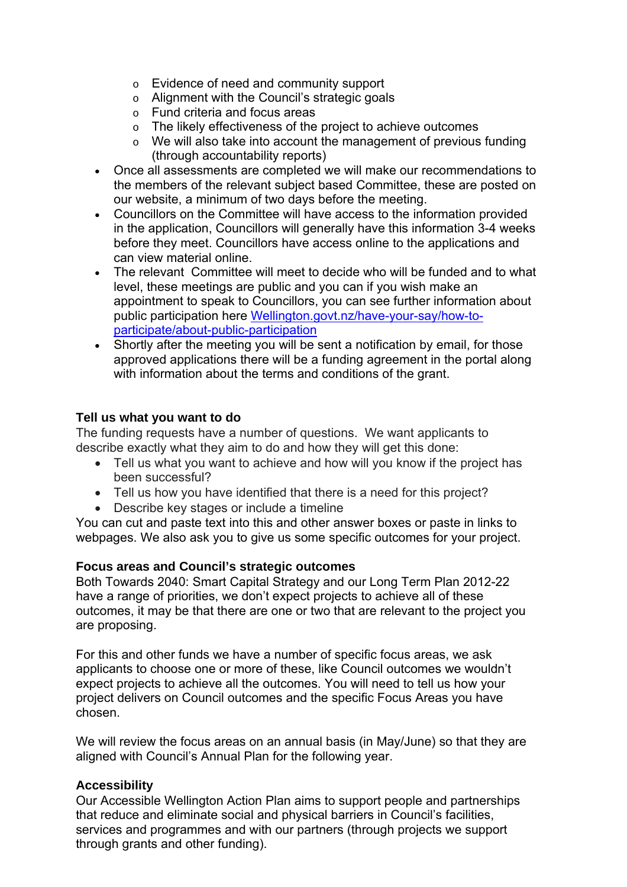- Evidence of need and community support
    - Alignment with the Council's strategic goals
    - Fund criteria and focus areas
    - The likely effectiveness of the project to achieve outcomes
    - We will also take into account the management of previous funding (through accountability reports)
- Once all assessments are completed we will make our recommendations to the members of the relevant subject based Committee, these are posted on our website, a minimum of two days before the meeting.
- Councillors on the Committee will have access to the information provided in the application, Councillors will generally have this information 3-4 weeks before they meet. Councillors have access online to the applications and can view material online.
- The relevant Committee will meet to decide who will be funded and to what level, these meetings are public and you can if you wish make an appointment to speak to Councillors, you can see further information about public participation here [Wellington.govt.nz/have-your-say/how-to-participate/about-public-participation](Wellington.govt.nz/have-your-say/how-to-participate/about-public-participation)
- Shortly after the meeting you will be sent a notification by email, for those approved applications there will be a funding agreement in the portal along with information about the terms and conditions of the grant.

**Tell us what you want to do**

The funding requests have a number of questions. We want applicants to describe exactly what they aim to do and how they will get this done:

- Tell us what you want to achieve and how will you know if the project has been successful?
- Tell us how you have identified that there is a need for this project?
- Describe key stages or include a timeline

You can cut and paste text into this and other answer boxes or paste in links to webpages. We also ask you to give us some specific outcomes for your project.

**Focus areas and Council's strategic outcomes**

Both Towards 2040: Smart Capital Strategy and our Long Term Plan 2012-22 have a range of priorities, we don't expect projects to achieve all of these outcomes, it may be that there are one or two that are relevant to the project you are proposing.

For this and other funds we have a number of specific focus areas, we ask applicants to choose one or more of these, like Council outcomes we wouldn't expect projects to achieve all the outcomes. You will need to tell us how your project delivers on Council outcomes and the specific Focus Areas you have chosen.

We will review the focus areas on an annual basis (in May/June) so that they are aligned with Council's Annual Plan for the following year.

**Accessibility**

Our Accessible Wellington Action Plan aims to support people and partnerships that reduce and eliminate social and physical barriers in Council's facilities, services and programmes and with our partners (through projects we support through grants and other funding).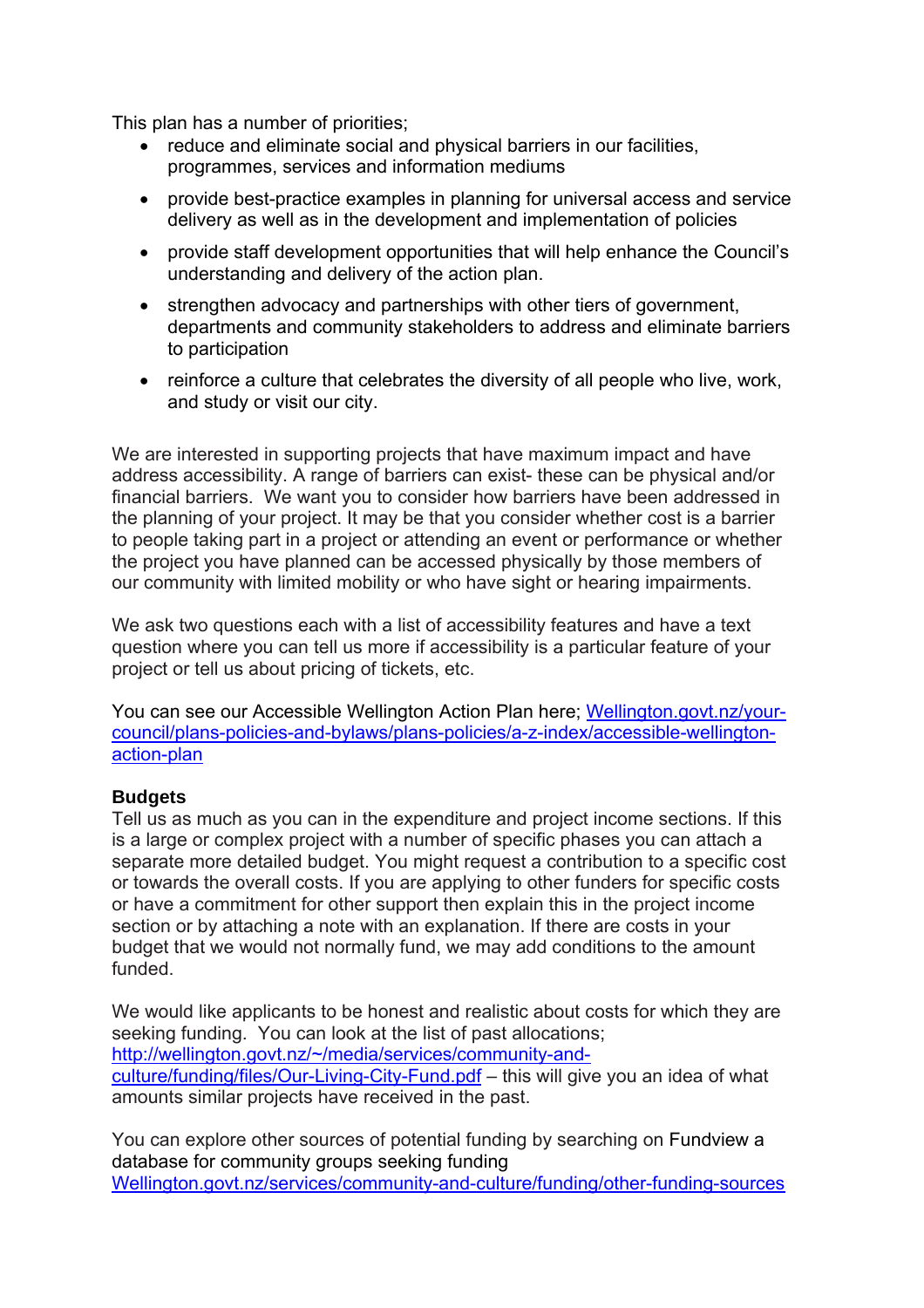This plan has a number of priorities;

- reduce and eliminate social and physical barriers in our facilities, programmes, services and information mediums
- provide best-practice examples in planning for universal access and service delivery as well as in the development and implementation of policies
- provide staff development opportunities that will help enhance the Council's understanding and delivery of the action plan.
- strengthen advocacy and partnerships with other tiers of government, departments and community stakeholders to address and eliminate barriers to participation
- reinforce a culture that celebrates the diversity of all people who live, work, and study or visit our city.

We are interested in supporting projects that have maximum impact and have address accessibility. A range of barriers can exist- these can be physical and/or financial barriers. We want you to consider how barriers have been addressed in the planning of your project. It may be that you consider whether cost is a barrier to people taking part in a project or attending an event or performance or whether the project you have planned can be accessed physically by those members of our community with limited mobility or who have sight or hearing impairments.

We ask two questions each with a list of accessibility features and have a text question where you can tell us more if accessibility is a particular feature of your project or tell us about pricing of tickets, etc.

You can see our Accessible Wellington Action Plan here; [Wellington.govt.nz/your-council/plans-policies-and-bylaws/plans-policies/a-z-index/accessible-wellington-action-plan](Wellington.govt.nz/your-council/plans-policies-and-bylaws/plans-policies/a-z-index/accessible-wellington-action-plan)

**Budgets**

Tell us as much as you can in the expenditure and project income sections. If this is a large or complex project with a number of specific phases you can attach a separate more detailed budget. You might request a contribution to a specific cost or towards the overall costs. If you are applying to other funders for specific costs or have a commitment for other support then explain this in the project income section or by attaching a note with an explanation. If there are costs in your budget that we would not normally fund, we may add conditions to the amount funded.

We would like applicants to be honest and realistic about costs for which they are seeking funding. You can look at the list of past allocations; [http://wellington.govt.nz/~/media/services/community-and-culture/funding/files/Our-Living-City-Fund.pdf](http://wellington.govt.nz/~/media/services/community-and-culture/funding/files/Our-Living-City-Fund.pdf) – this will give you an idea of what amounts similar projects have received in the past.

You can explore other sources of potential funding by searching on Fundview a database for community groups seeking funding [Wellington.govt.nz/services/community-and-culture/funding/other-funding-sources](Wellington.govt.nz/services/community-and-culture/funding/other-funding-sources)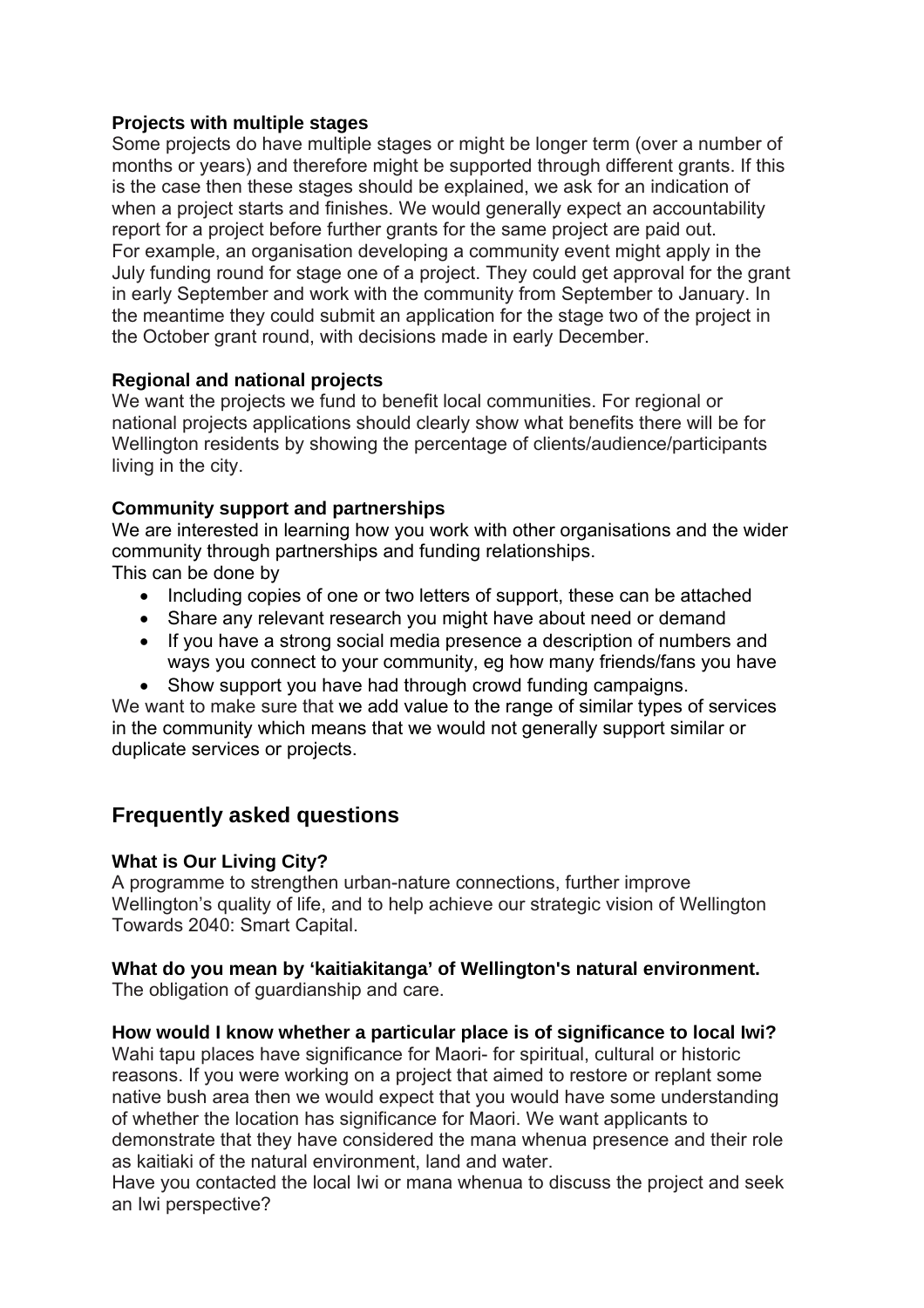**Projects with multiple stages**

Some projects do have multiple stages or might be longer term (over a number of months or years) and therefore might be supported through different grants. If this is the case then these stages should be explained, we ask for an indication of when a project starts and finishes. We would generally expect an accountability report for a project before further grants for the same project are paid out.
For example, an organisation developing a community event might apply in the July funding round for stage one of a project. They could get approval for the grant in early September and work with the community from September to January. In the meantime they could submit an application for the stage two of the project in the October grant round, with decisions made in early December.

**Regional and national projects**

We want the projects we fund to benefit local communities. For regional or national projects applications should clearly show what benefits there will be for Wellington residents by showing the percentage of clients/audience/participants living in the city.

**Community support and partnerships**

We are interested in learning how you work with other organisations and the wider community through partnerships and funding relationships.
This can be done by

- Including copies of one or two letters of support, these can be attached
- Share any relevant research you might have about need or demand
- If you have a strong social media presence a description of numbers and ways you connect to your community, eg how many friends/fans you have
- Show support you have had through crowd funding campaigns.

We want to make sure that we add value to the range of similar types of services in the community which means that we would not generally support similar or duplicate services or projects.

## Frequently asked questions

**What is Our Living City?**

A programme to strengthen urban-nature connections, further improve Wellington's quality of life, and to help achieve our strategic vision of Wellington Towards 2040: Smart Capital.

**What do you mean by 'kaitiakitanga' of Wellington's natural environment.**

The obligation of guardianship and care.

**How would I know whether a particular place is of significance to local Iwi?**

Wahi tapu places have significance for Maori- for spiritual, cultural or historic reasons. If you were working on a project that aimed to restore or replant some native bush area then we would expect that you would have some understanding of whether the location has significance for Maori. We want applicants to demonstrate that they have considered the mana whenua presence and their role as kaitiaki of the natural environment, land and water.
Have you contacted the local Iwi or mana whenua to discuss the project and seek an Iwi perspective?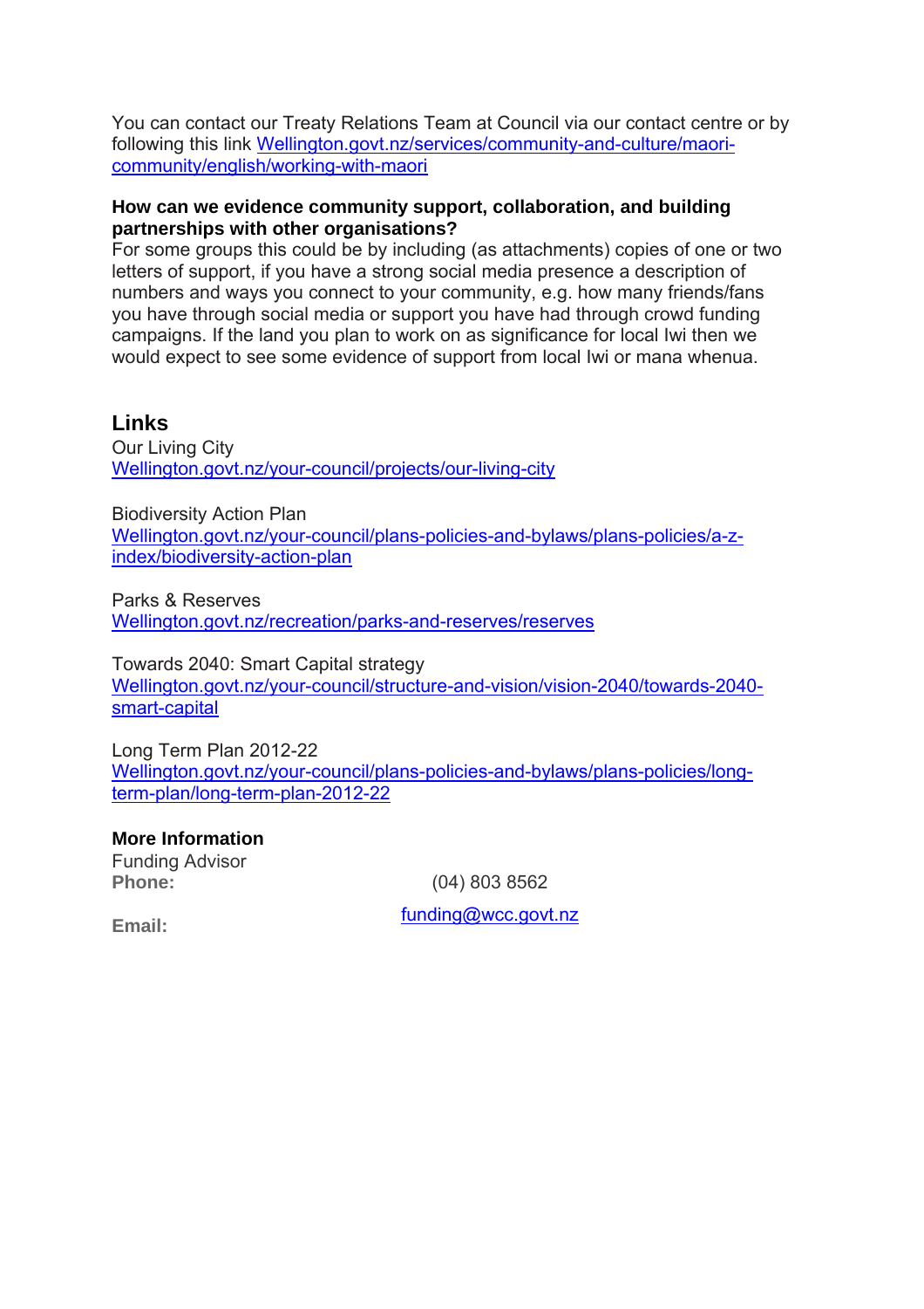You can contact our Treaty Relations Team at Council via our contact centre or by following this link [Wellington.govt.nz/services/community-and-culture/maori-community/english/working-with-maori](Wellington.govt.nz/services/community-and-culture/maori-community/english/working-with-maori)

**How can we evidence community support, collaboration, and building partnerships with other organisations?**

For some groups this could be by including (as attachments) copies of one or two letters of support, if you have a strong social media presence a description of numbers and ways you connect to your community, e.g. how many friends/fans you have through social media or support you have had through crowd funding campaigns. If the land you plan to work on as significance for local Iwi then we would expect to see some evidence of support from local Iwi or mana whenua.

## Links

Our Living City
[Wellington.govt.nz/your-council/projects/our-living-city](Wellington.govt.nz/your-council/projects/our-living-city)

Biodiversity Action Plan
[Wellington.govt.nz/your-council/plans-policies-and-bylaws/plans-policies/a-z-index/biodiversity-action-plan](Wellington.govt.nz/your-council/plans-policies-and-bylaws/plans-policies/a-z-index/biodiversity-action-plan)

Parks & Reserves
[Wellington.govt.nz/recreation/parks-and-reserves/reserves](Wellington.govt.nz/recreation/parks-and-reserves/reserves)

Towards 2040: Smart Capital strategy
[Wellington.govt.nz/your-council/structure-and-vision/vision-2040/towards-2040-smart-capital](Wellington.govt.nz/your-council/structure-and-vision/vision-2040/towards-2040-smart-capital)

Long Term Plan 2012-22
[Wellington.govt.nz/your-council/plans-policies-and-bylaws/plans-policies/long-term-plan/long-term-plan-2012-22](Wellington.govt.nz/your-council/plans-policies-and-bylaws/plans-policies/long-term-plan/long-term-plan-2012-22)

**More Information**

Funding Advisor

**Phone:** (04) 803 8562

**Email:** [funding@wcc.govt.nz](mailto:funding@wcc.govt.nz)